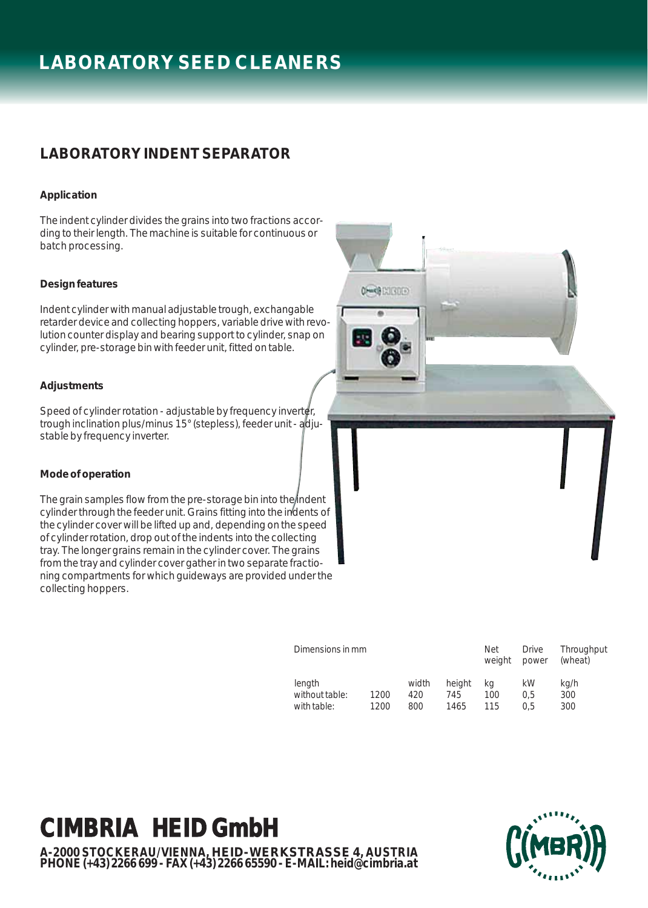# LABORATORY SEED CLEANERS

## LABORATORY INDENT SEPARATOR

### Application

The indent cylinder divides the grains into two fractions according to their length. The machine is suitable for continuous or batch processing.

### Design features

Indent cylinder with manual adjustable trough, exchangable retarder device and collecting hoppers, variable drive with revolution counter display and bearing support to cylinder, snap on cylinder, pre-storage bin with feeder unit, fitted on table.

### Adjustments

Speed of cylinder rotation - adjustable by frequency inverter, trough inclination plus/minus 15° (stepless), feeder unit - adjustable by frequency inverter.

### Mode of operation

The grain samples flow from the pre-storage bin into the indent cylinder through the feeder unit. Grains fitting into the indents of the cylinder cover will be lifted up and, depending on the speed of cylinder rotation, drop out of the indents into the collecting tray. The longer grains remain in the cylinder cover. The grains from the tray and cylinder cover gather in two separate fractioning compartments for which guideways are provided under the collecting hoppers.

| Dimensions in mm | | | | Net weight | Drive power | Throughput (wheat) |
|---|---|---|---|---|---|---|
| | length | width | height | kg | kW | kg/h |
| without table: | 1200 | 420 | 745 | 100 | 0,5 | 300 |
| with table: | 1200 | 800 | 1465 | 115 | 0,5 | 300 |

**CIMBRIA HEID GmbH**

**A-2000 STOCKERAU/VIENNA, HEID-WERKSTRASSE 4, AUSTRIA**
**PHONE (+43) 2266 699 - FAX (+43) 2266 65590 - E-MAIL: heid@cimbria.at**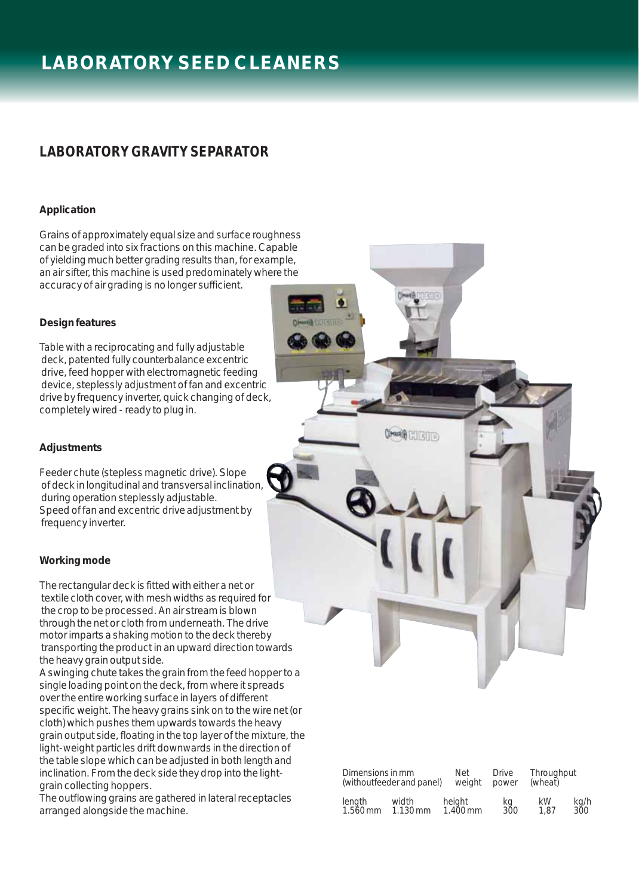# LABORATORY SEED CLEANERS

## LABORATORY GRAVITY SEPARATOR

**Application**

Grains of approximately equal size and surface roughness can be graded into six fractions on this machine. Capable of yielding much better grading results than, for example, an air sifter, this machine is used predominately where the accuracy of air grading is no longer sufficient.

**Design features**

Table with a reciprocating and fully adjustable deck, patented fully counterbalance excentric drive, feed hopper with electromagnetic feeding device, steplessly adjustment of fan and excentric drive by frequency inverter, quick changing of deck, completely wired - ready to plug in.

**Adjustments**

Feeder chute (stepless magnetic drive). Slope of deck in longitudinal and transversal inclination, during operation steplessly adjustable.
Speed of fan and excentric drive adjustment by frequency inverter.

**Working mode**

The rectangular deck is fitted with either a net or textile cloth cover, with mesh widths as required for the crop to be processed. An air stream is blown through the net or cloth from underneath. The drive motor imparts a shaking motion to the deck thereby transporting the product in an upward direction towards the heavy grain output side.
A swinging chute takes the grain from the feed hopper to a single loading point on the deck, from where it spreads over the entire working surface in layers of different specific weight. The heavy grains sink on to the wire net (or cloth) which pushes them upwards towards the heavy grain output side, floating in the top layer of the mixture, the light-weight particles drift downwards in the direction of the table slope which can be adjusted in both length and inclination. From the deck side they drop into the light-grain collecting hoppers.
The outflowing grains are gathered in lateral receptacles arranged alongside the machine.

| Dimensions in mm (without feeder and panel) | | | Net weight | Drive power | Throughput (wheat) |
|---|---|---|---|---|---|
| length | width | height | kg | kW | kg/h |
| 1.560 mm | 1.130 mm | 1.400 mm | 300 | 1,87 | 300 |